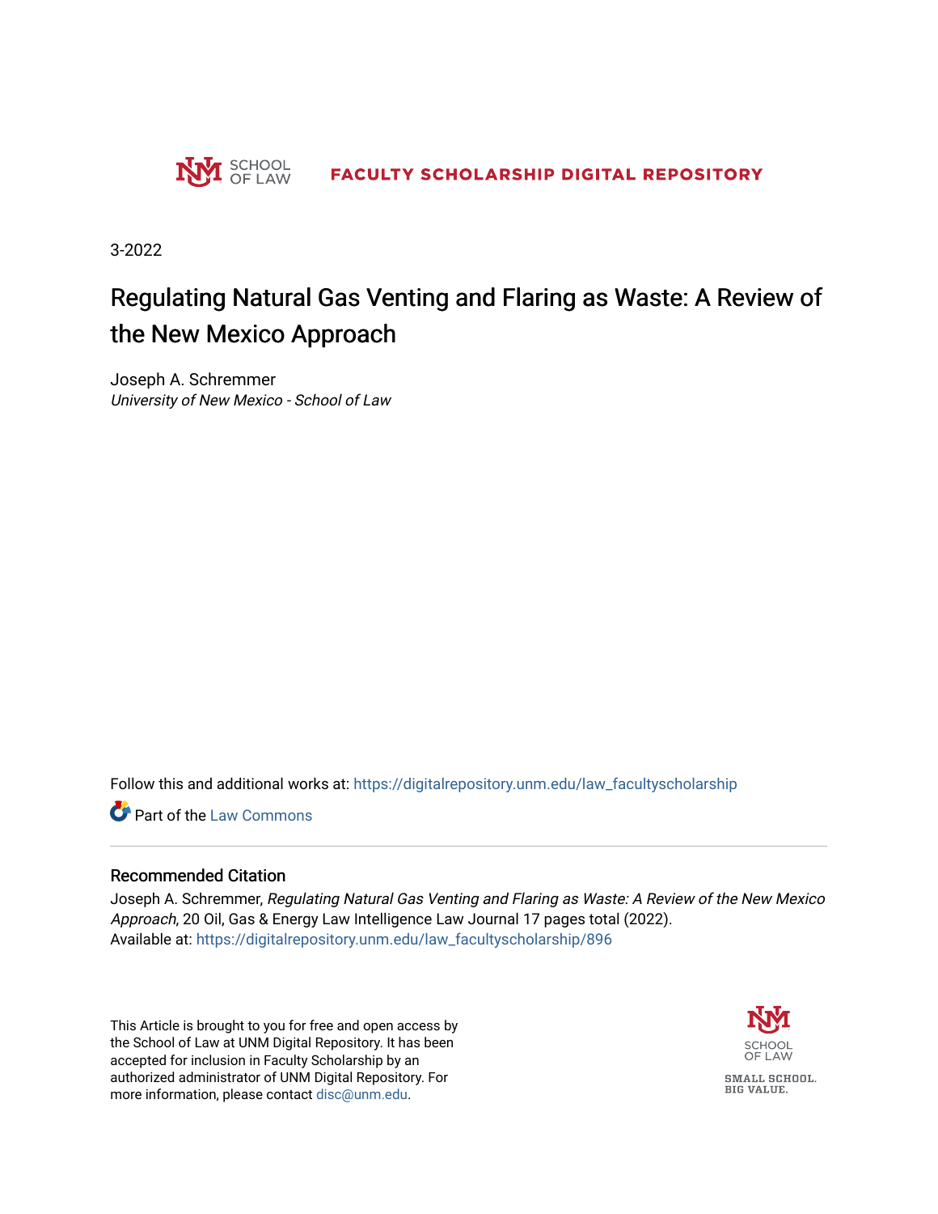SCHOOL OF LAW

FACULTY SCHOLARSHIP DIGITAL REPOSITORY

3-2022

# Regulating Natural Gas Venting and Flaring as Waste: A Review of the New Mexico Approach

Joseph A. Schremmer
*University of New Mexico - School of Law*

Follow this and additional works at: https://digitalrepository.unm.edu/law_facultyscholarship

Part of the Law Commons

## Recommended Citation

Joseph A. Schremmer, *Regulating Natural Gas Venting and Flaring as Waste: A Review of the New Mexico Approach*, 20 Oil, Gas & Energy Law Intelligence Law Journal 17 pages total (2022).
Available at: https://digitalrepository.unm.edu/law_facultyscholarship/896

This Article is brought to you for free and open access by the School of Law at UNM Digital Repository. It has been accepted for inclusion in Faculty Scholarship by an authorized administrator of UNM Digital Repository. For more information, please contact disc@unm.edu.

SCHOOL OF LAW

SMALL SCHOOL. BIG VALUE.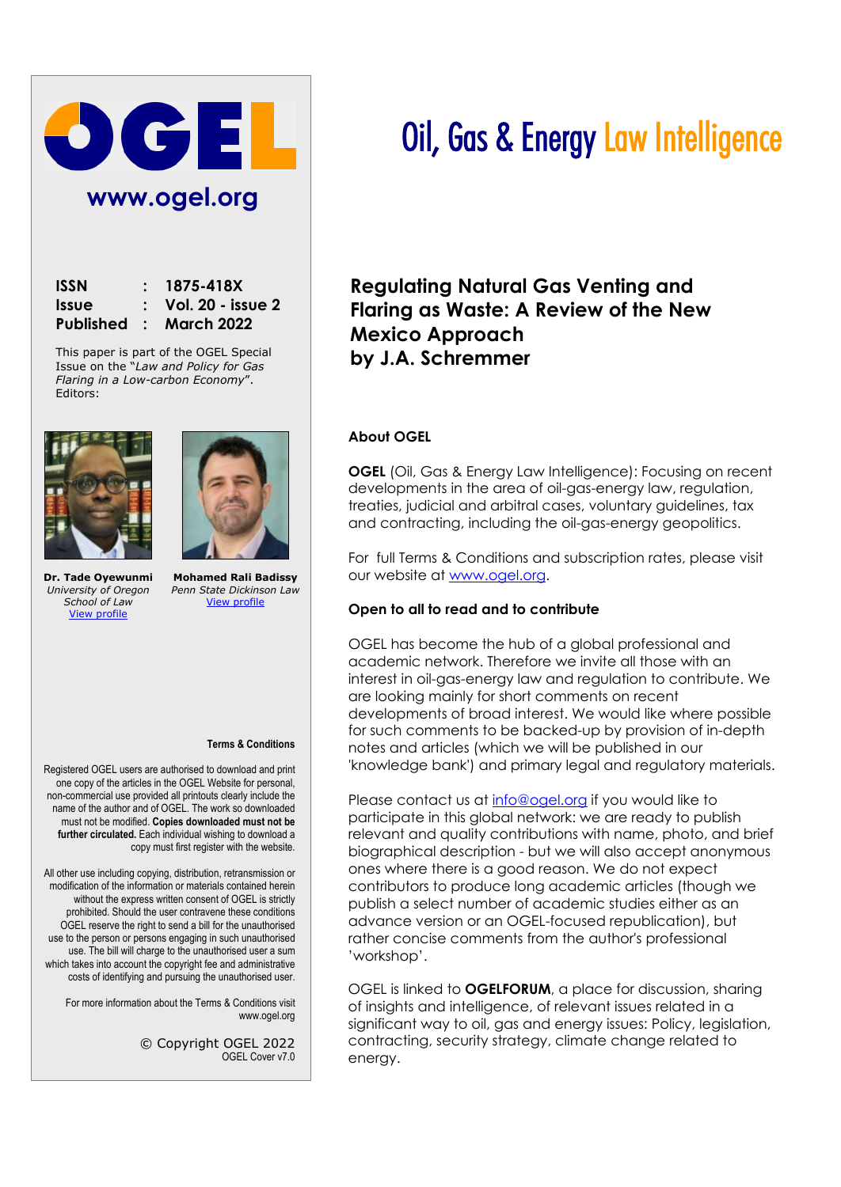# OGEL

www.ogel.org

# Oil, Gas & Energy Law Intelligence

| | | |
|---|---|---|
| **ISSN** | : | **1875-418X** |
| **Issue** | : | **Vol. 20 - issue 2** |
| **Published** | : | **March 2022** |

This paper is part of the OGEL Special Issue on the "*Law and Policy for Gas Flaring in a Low-carbon Economy*". Editors:

**Dr. Tade Oyewunmi**
*University of Oregon School of Law*
View profile

**Mohamed Rali Badissy**
*Penn State Dickinson Law*
View profile

## Regulating Natural Gas Venting and Flaring as Waste: A Review of the New Mexico Approach by J.A. Schremmer

### About OGEL

**OGEL** (Oil, Gas & Energy Law Intelligence): Focusing on recent developments in the area of oil-gas-energy law, regulation, treaties, judicial and arbitral cases, voluntary guidelines, tax and contracting, including the oil-gas-energy geopolitics.

For full Terms & Conditions and subscription rates, please visit our website at www.ogel.org.

### Open to all to read and to contribute

OGEL has become the hub of a global professional and academic network. Therefore we invite all those with an interest in oil-gas-energy law and regulation to contribute. We are looking mainly for short comments on recent developments of broad interest. We would like where possible for such comments to be backed-up by provision of in-depth notes and articles (which we will be published in our 'knowledge bank') and primary legal and regulatory materials.

Please contact us at info@ogel.org if you would like to participate in this global network: we are ready to publish relevant and quality contributions with name, photo, and brief biographical description - but we will also accept anonymous ones where there is a good reason. We do not expect contributors to produce long academic articles (though we publish a select number of academic studies either as an advance version or an OGEL-focused republication), but rather concise comments from the author's professional 'workshop'.

OGEL is linked to **OGELFORUM**, a place for discussion, sharing of insights and intelligence, of relevant issues related in a significant way to oil, gas and energy issues: Policy, legislation, contracting, security strategy, climate change related to energy.

### Terms & Conditions

Registered OGEL users are authorised to download and print one copy of the articles in the OGEL Website for personal, non-commercial use provided all printouts clearly include the name of the author and of OGEL. The work so downloaded must not be modified. **Copies downloaded must not be further circulated.** Each individual wishing to download a copy must first register with the website.

All other use including copying, distribution, retransmission or modification of the information or materials contained herein without the express written consent of OGEL is strictly prohibited. Should the user contravene these conditions OGEL reserve the right to send a bill for the unauthorised use to the person or persons engaging in such unauthorised use. The bill will charge to the unauthorised user a sum which takes into account the copyright fee and administrative costs of identifying and pursuing the unauthorised user.

For more information about the Terms & Conditions visit www.ogel.org

© Copyright OGEL 2022
OGEL Cover v7.0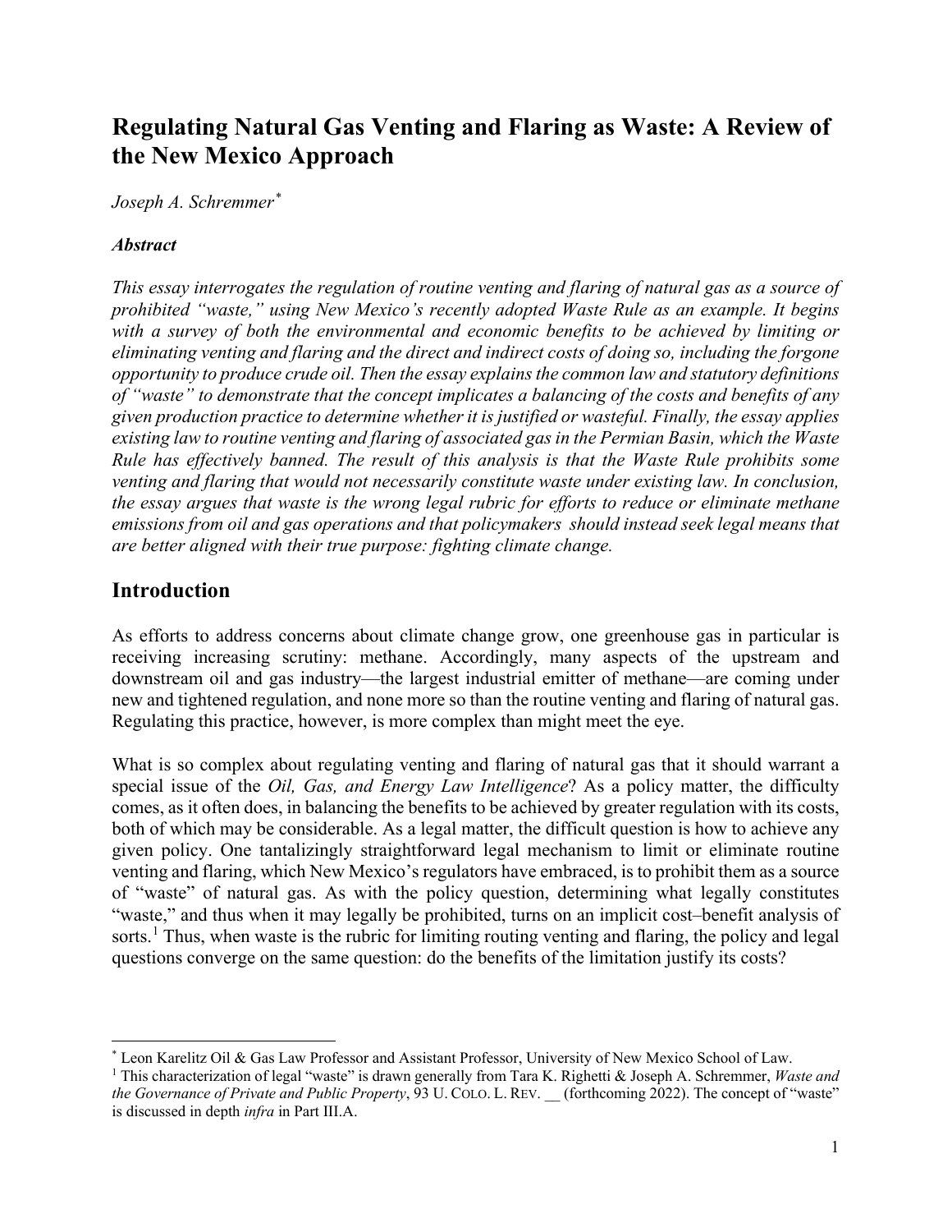# Regulating Natural Gas Venting and Flaring as Waste: A Review of the New Mexico Approach

*Joseph A. Schremmer*[*]

***Abstract***

*This essay interrogates the regulation of routine venting and flaring of natural gas as a source of prohibited "waste," using New Mexico's recently adopted Waste Rule as an example. It begins with a survey of both the environmental and economic benefits to be achieved by limiting or eliminating venting and flaring and the direct and indirect costs of doing so, including the forgone opportunity to produce crude oil. Then the essay explains the common law and statutory definitions of "waste" to demonstrate that the concept implicates a balancing of the costs and benefits of any given production practice to determine whether it is justified or wasteful. Finally, the essay applies existing law to routine venting and flaring of associated gas in the Permian Basin, which the Waste Rule has effectively banned. The result of this analysis is that the Waste Rule prohibits some venting and flaring that would not necessarily constitute waste under existing law. In conclusion, the essay argues that waste is the wrong legal rubric for efforts to reduce or eliminate methane emissions from oil and gas operations and that policymakers should instead seek legal means that are better aligned with their true purpose: fighting climate change.*

## Introduction

As efforts to address concerns about climate change grow, one greenhouse gas in particular is receiving increasing scrutiny: methane. Accordingly, many aspects of the upstream and downstream oil and gas industry—the largest industrial emitter of methane—are coming under new and tightened regulation, and none more so than the routine venting and flaring of natural gas. Regulating this practice, however, is more complex than might meet the eye.

What is so complex about regulating venting and flaring of natural gas that it should warrant a special issue of the *Oil, Gas, and Energy Law Intelligence*? As a policy matter, the difficulty comes, as it often does, in balancing the benefits to be achieved by greater regulation with its costs, both of which may be considerable. As a legal matter, the difficult question is how to achieve any given policy. One tantalizingly straightforward legal mechanism to limit or eliminate routine venting and flaring, which New Mexico's regulators have embraced, is to prohibit them as a source of "waste" of natural gas. As with the policy question, determining what legally constitutes "waste," and thus when it may legally be prohibited, turns on an implicit cost–benefit analysis of sorts.[1] Thus, when waste is the rubric for limiting routing venting and flaring, the policy and legal questions converge on the same question: do the benefits of the limitation justify its costs?

---

[*] Leon Karelitz Oil & Gas Law Professor and Assistant Professor, University of New Mexico School of Law.

[1] This characterization of legal "waste" is drawn generally from Tara K. Righetti & Joseph A. Schremmer, *Waste and the Governance of Private and Public Property*, 93 U. COLO. L. REV. __ (forthcoming 2022). The concept of "waste" is discussed in depth *infra* in Part III.A.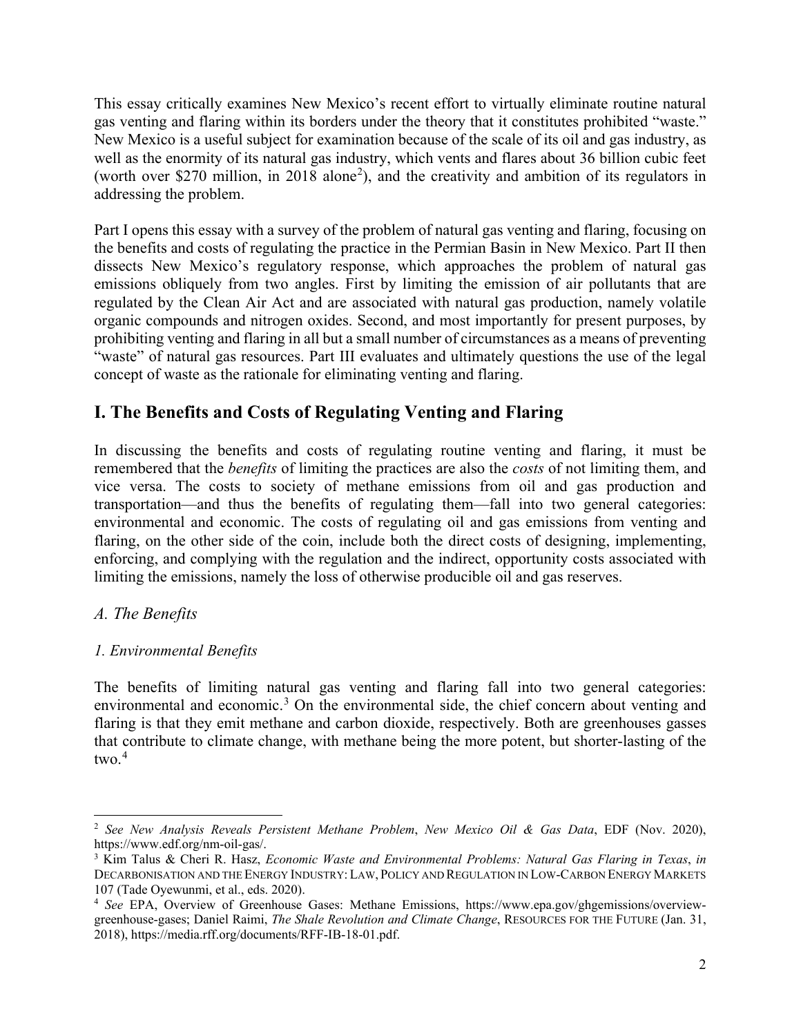This essay critically examines New Mexico's recent effort to virtually eliminate routine natural gas venting and flaring within its borders under the theory that it constitutes prohibited "waste." New Mexico is a useful subject for examination because of the scale of its oil and gas industry, as well as the enormity of its natural gas industry, which vents and flares about 36 billion cubic feet (worth over $270 million, in 2018 alone[2]), and the creativity and ambition of its regulators in addressing the problem.

Part I opens this essay with a survey of the problem of natural gas venting and flaring, focusing on the benefits and costs of regulating the practice in the Permian Basin in New Mexico. Part II then dissects New Mexico's regulatory response, which approaches the problem of natural gas emissions obliquely from two angles. First by limiting the emission of air pollutants that are regulated by the Clean Air Act and are associated with natural gas production, namely volatile organic compounds and nitrogen oxides. Second, and most importantly for present purposes, by prohibiting venting and flaring in all but a small number of circumstances as a means of preventing "waste" of natural gas resources. Part III evaluates and ultimately questions the use of the legal concept of waste as the rationale for eliminating venting and flaring.

## I. The Benefits and Costs of Regulating Venting and Flaring

In discussing the benefits and costs of regulating routine venting and flaring, it must be remembered that the *benefits* of limiting the practices are also the *costs* of not limiting them, and vice versa. The costs to society of methane emissions from oil and gas production and transportation—and thus the benefits of regulating them—fall into two general categories: environmental and economic. The costs of regulating oil and gas emissions from venting and flaring, on the other side of the coin, include both the direct costs of designing, implementing, enforcing, and complying with the regulation and the indirect, opportunity costs associated with limiting the emissions, namely the loss of otherwise producible oil and gas reserves.

### *A. The Benefits*

#### *1. Environmental Benefits*

The benefits of limiting natural gas venting and flaring fall into two general categories: environmental and economic.[3] On the environmental side, the chief concern about venting and flaring is that they emit methane and carbon dioxide, respectively. Both are greenhouses gasses that contribute to climate change, with methane being the more potent, but shorter-lasting of the two.[4]

---

[2] *See New Analysis Reveals Persistent Methane Problem*, *New Mexico Oil & Gas Data*, EDF (Nov. 2020), https://www.edf.org/nm-oil-gas/.

[3] Kim Talus & Cheri R. Hasz, *Economic Waste and Environmental Problems: Natural Gas Flaring in Texas*, *in* DECARBONISATION AND THE ENERGY INDUSTRY: LAW, POLICY AND REGULATION IN LOW-CARBON ENERGY MARKETS 107 (Tade Oyewunmi, et al., eds. 2020).

[4] *See* EPA, Overview of Greenhouse Gases: Methane Emissions, https://www.epa.gov/ghgemissions/overview-greenhouse-gases; Daniel Raimi, *The Shale Revolution and Climate Change*, RESOURCES FOR THE FUTURE (Jan. 31, 2018), https://media.rff.org/documents/RFF-IB-18-01.pdf.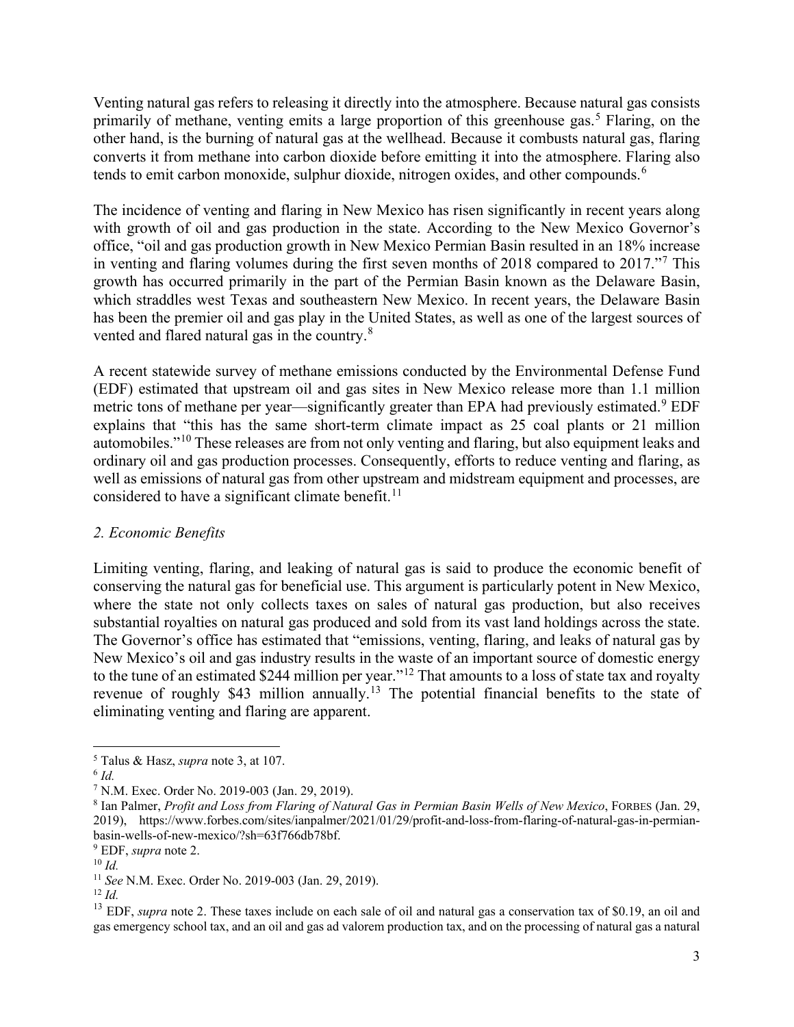Venting natural gas refers to releasing it directly into the atmosphere. Because natural gas consists primarily of methane, venting emits a large proportion of this greenhouse gas.[5] Flaring, on the other hand, is the burning of natural gas at the wellhead. Because it combusts natural gas, flaring converts it from methane into carbon dioxide before emitting it into the atmosphere. Flaring also tends to emit carbon monoxide, sulphur dioxide, nitrogen oxides, and other compounds.[6]

The incidence of venting and flaring in New Mexico has risen significantly in recent years along with growth of oil and gas production in the state. According to the New Mexico Governor's office, "oil and gas production growth in New Mexico Permian Basin resulted in an 18% increase in venting and flaring volumes during the first seven months of 2018 compared to 2017."[7] This growth has occurred primarily in the part of the Permian Basin known as the Delaware Basin, which straddles west Texas and southeastern New Mexico. In recent years, the Delaware Basin has been the premier oil and gas play in the United States, as well as one of the largest sources of vented and flared natural gas in the country.[8]

A recent statewide survey of methane emissions conducted by the Environmental Defense Fund (EDF) estimated that upstream oil and gas sites in New Mexico release more than 1.1 million metric tons of methane per year—significantly greater than EPA had previously estimated.[9] EDF explains that "this has the same short-term climate impact as 25 coal plants or 21 million automobiles."[10] These releases are from not only venting and flaring, but also equipment leaks and ordinary oil and gas production processes. Consequently, efforts to reduce venting and flaring, as well as emissions of natural gas from other upstream and midstream equipment and processes, are considered to have a significant climate benefit.[11]

*2. Economic Benefits*

Limiting venting, flaring, and leaking of natural gas is said to produce the economic benefit of conserving the natural gas for beneficial use. This argument is particularly potent in New Mexico, where the state not only collects taxes on sales of natural gas production, but also receives substantial royalties on natural gas produced and sold from its vast land holdings across the state. The Governor's office has estimated that "emissions, venting, flaring, and leaks of natural gas by New Mexico's oil and gas industry results in the waste of an important source of domestic energy to the tune of an estimated $244 million per year."[12] That amounts to a loss of state tax and royalty revenue of roughly $43 million annually.[13] The potential financial benefits to the state of eliminating venting and flaring are apparent.

---

[5] Talus & Hasz, *supra* note 3, at 107.

[6] *Id.*

[7] N.M. Exec. Order No. 2019-003 (Jan. 29, 2019).

[8] Ian Palmer, *Profit and Loss from Flaring of Natural Gas in Permian Basin Wells of New Mexico*, FORBES (Jan. 29, 2019), https://www.forbes.com/sites/ianpalmer/2021/01/29/profit-and-loss-from-flaring-of-natural-gas-in-permian-basin-wells-of-new-mexico/?sh=63f766db78bf.

[9] EDF, *supra* note 2.

[10] *Id.*

[11] *See* N.M. Exec. Order No. 2019-003 (Jan. 29, 2019).

[12] *Id.*

[13] EDF, *supra* note 2. These taxes include on each sale of oil and natural gas a conservation tax of $0.19, an oil and gas emergency school tax, and an oil and gas ad valorem production tax, and on the processing of natural gas a natural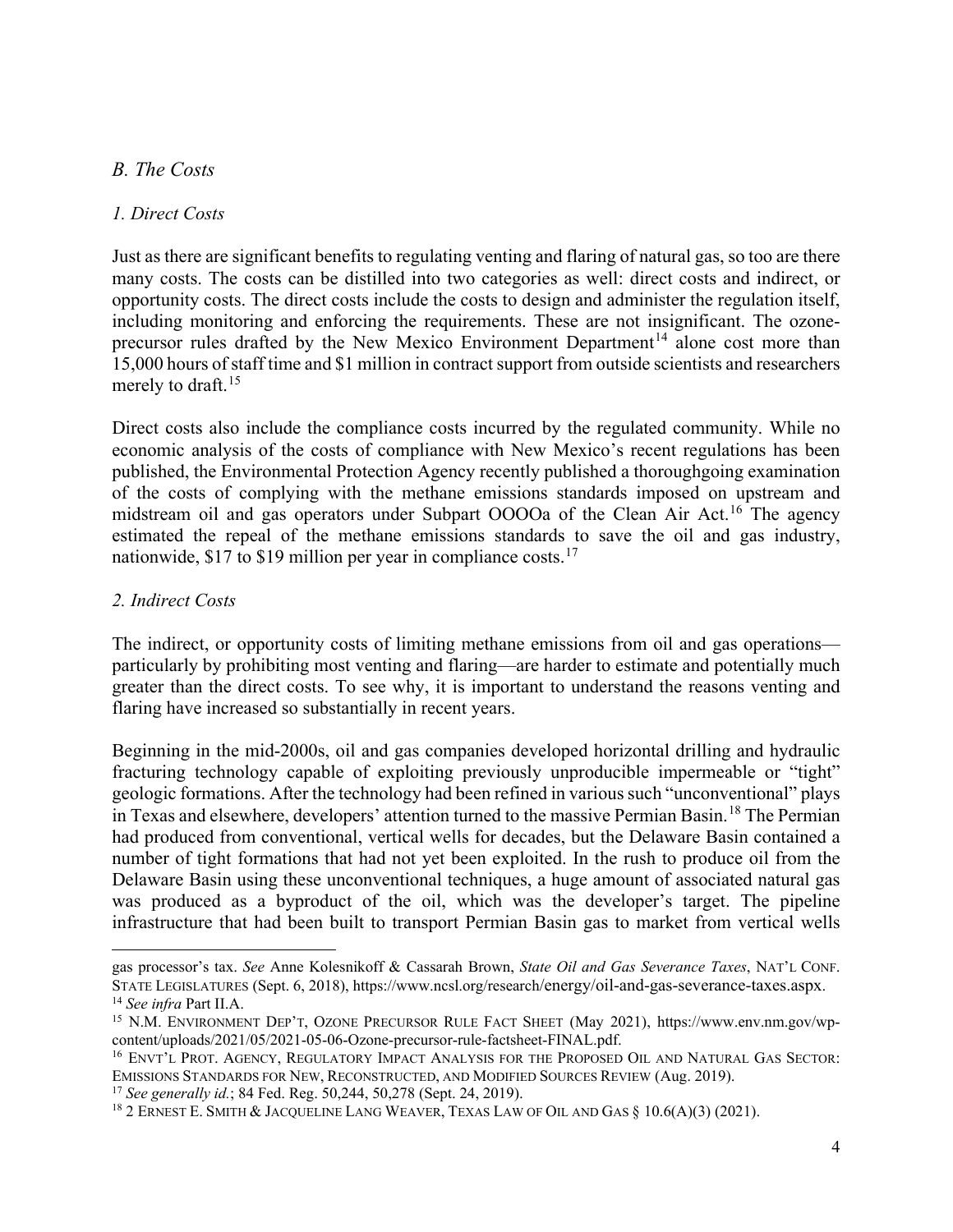*B. The Costs*

*1. Direct Costs*

Just as there are significant benefits to regulating venting and flaring of natural gas, so too are there many costs. The costs can be distilled into two categories as well: direct costs and indirect, or opportunity costs. The direct costs include the costs to design and administer the regulation itself, including monitoring and enforcing the requirements. These are not insignificant. The ozone-precursor rules drafted by the New Mexico Environment Department[14] alone cost more than 15,000 hours of staff time and $1 million in contract support from outside scientists and researchers merely to draft.[15]

Direct costs also include the compliance costs incurred by the regulated community. While no economic analysis of the costs of compliance with New Mexico's recent regulations has been published, the Environmental Protection Agency recently published a thoroughgoing examination of the costs of complying with the methane emissions standards imposed on upstream and midstream oil and gas operators under Subpart OOOOa of the Clean Air Act.[16] The agency estimated the repeal of the methane emissions standards to save the oil and gas industry, nationwide, $17 to $19 million per year in compliance costs.[17]

*2. Indirect Costs*

The indirect, or opportunity costs of limiting methane emissions from oil and gas operations—particularly by prohibiting most venting and flaring—are harder to estimate and potentially much greater than the direct costs. To see why, it is important to understand the reasons venting and flaring have increased so substantially in recent years.

Beginning in the mid-2000s, oil and gas companies developed horizontal drilling and hydraulic fracturing technology capable of exploiting previously unproducible impermeable or "tight" geologic formations. After the technology had been refined in various such "unconventional" plays in Texas and elsewhere, developers' attention turned to the massive Permian Basin.[18] The Permian had produced from conventional, vertical wells for decades, but the Delaware Basin contained a number of tight formations that had not yet been exploited. In the rush to produce oil from the Delaware Basin using these unconventional techniques, a huge amount of associated natural gas was produced as a byproduct of the oil, which was the developer's target. The pipeline infrastructure that had been built to transport Permian Basin gas to market from vertical wells

---

gas processor's tax. *See* Anne Kolesnikoff & Cassarah Brown, *State Oil and Gas Severance Taxes*, NAT'L CONF. STATE LEGISLATURES (Sept. 6, 2018), https://www.ncsl.org/research/energy/oil-and-gas-severance-taxes.aspx.

[14] *See infra* Part II.A.

[15] N.M. ENVIRONMENT DEP'T, OZONE PRECURSOR RULE FACT SHEET (May 2021), https://www.env.nm.gov/wp-content/uploads/2021/05/2021-05-06-Ozone-precursor-rule-factsheet-FINAL.pdf.

[16] ENVT'L PROT. AGENCY, REGULATORY IMPACT ANALYSIS FOR THE PROPOSED OIL AND NATURAL GAS SECTOR: EMISSIONS STANDARDS FOR NEW, RECONSTRUCTED, AND MODIFIED SOURCES REVIEW (Aug. 2019).

[17] *See generally id.*; 84 Fed. Reg. 50,244, 50,278 (Sept. 24, 2019).

[18] 2 ERNEST E. SMITH & JACQUELINE LANG WEAVER, TEXAS LAW OF OIL AND GAS § 10.6(A)(3) (2021).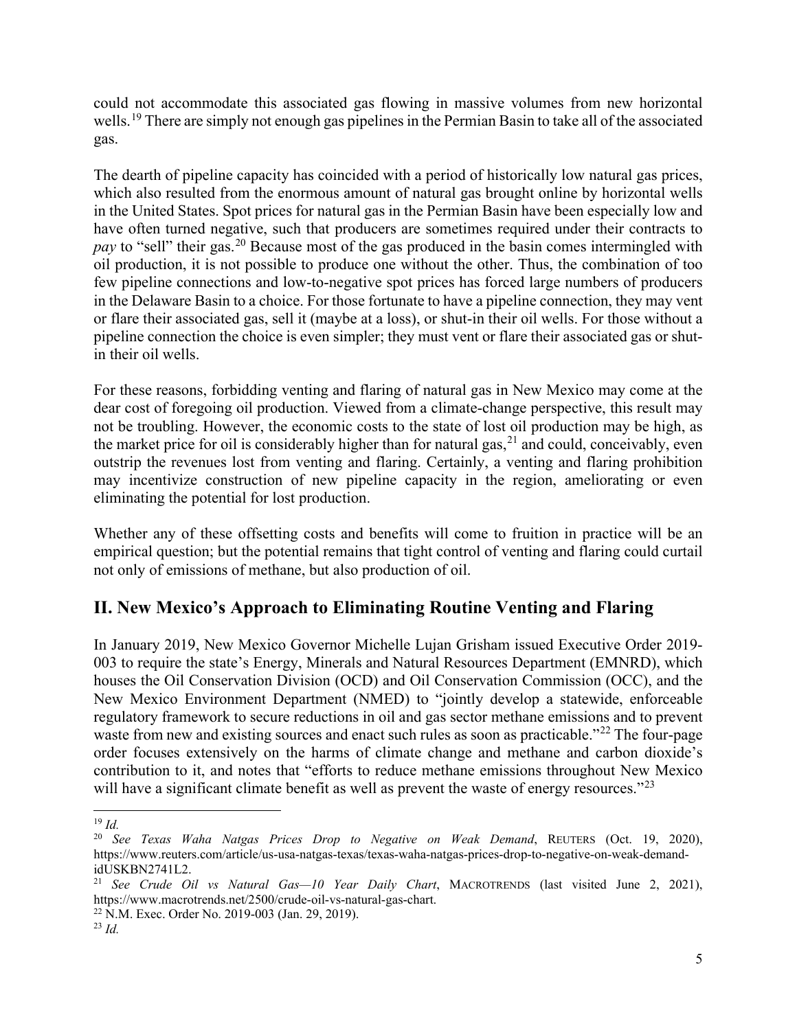could not accommodate this associated gas flowing in massive volumes from new horizontal wells.[19] There are simply not enough gas pipelines in the Permian Basin to take all of the associated gas.

The dearth of pipeline capacity has coincided with a period of historically low natural gas prices, which also resulted from the enormous amount of natural gas brought online by horizontal wells in the United States. Spot prices for natural gas in the Permian Basin have been especially low and have often turned negative, such that producers are sometimes required under their contracts to *pay* to "sell" their gas.[20] Because most of the gas produced in the basin comes intermingled with oil production, it is not possible to produce one without the other. Thus, the combination of too few pipeline connections and low-to-negative spot prices has forced large numbers of producers in the Delaware Basin to a choice. For those fortunate to have a pipeline connection, they may vent or flare their associated gas, sell it (maybe at a loss), or shut-in their oil wells. For those without a pipeline connection the choice is even simpler; they must vent or flare their associated gas or shut-in their oil wells.

For these reasons, forbidding venting and flaring of natural gas in New Mexico may come at the dear cost of foregoing oil production. Viewed from a climate-change perspective, this result may not be troubling. However, the economic costs to the state of lost oil production may be high, as the market price for oil is considerably higher than for natural gas,[21] and could, conceivably, even outstrip the revenues lost from venting and flaring. Certainly, a venting and flaring prohibition may incentivize construction of new pipeline capacity in the region, ameliorating or even eliminating the potential for lost production.

Whether any of these offsetting costs and benefits will come to fruition in practice will be an empirical question; but the potential remains that tight control of venting and flaring could curtail not only of emissions of methane, but also production of oil.

## II. New Mexico's Approach to Eliminating Routine Venting and Flaring

In January 2019, New Mexico Governor Michelle Lujan Grisham issued Executive Order 2019-003 to require the state's Energy, Minerals and Natural Resources Department (EMNRD), which houses the Oil Conservation Division (OCD) and Oil Conservation Commission (OCC), and the New Mexico Environment Department (NMED) to "jointly develop a statewide, enforceable regulatory framework to secure reductions in oil and gas sector methane emissions and to prevent waste from new and existing sources and enact such rules as soon as practicable."[22] The four-page order focuses extensively on the harms of climate change and methane and carbon dioxide's contribution to it, and notes that "efforts to reduce methane emissions throughout New Mexico will have a significant climate benefit as well as prevent the waste of energy resources."[23]

---

[19] *Id.*

[20] *See Texas Waha Natgas Prices Drop to Negative on Weak Demand*, REUTERS (Oct. 19, 2020), https://www.reuters.com/article/us-usa-natgas-texas/texas-waha-natgas-prices-drop-to-negative-on-weak-demand-idUSKBN2741L2.

[21] *See Crude Oil vs Natural Gas—10 Year Daily Chart*, MACROTRENDS (last visited June 2, 2021), https://www.macrotrends.net/2500/crude-oil-vs-natural-gas-chart.

[22] N.M. Exec. Order No. 2019-003 (Jan. 29, 2019).

[23] *Id.*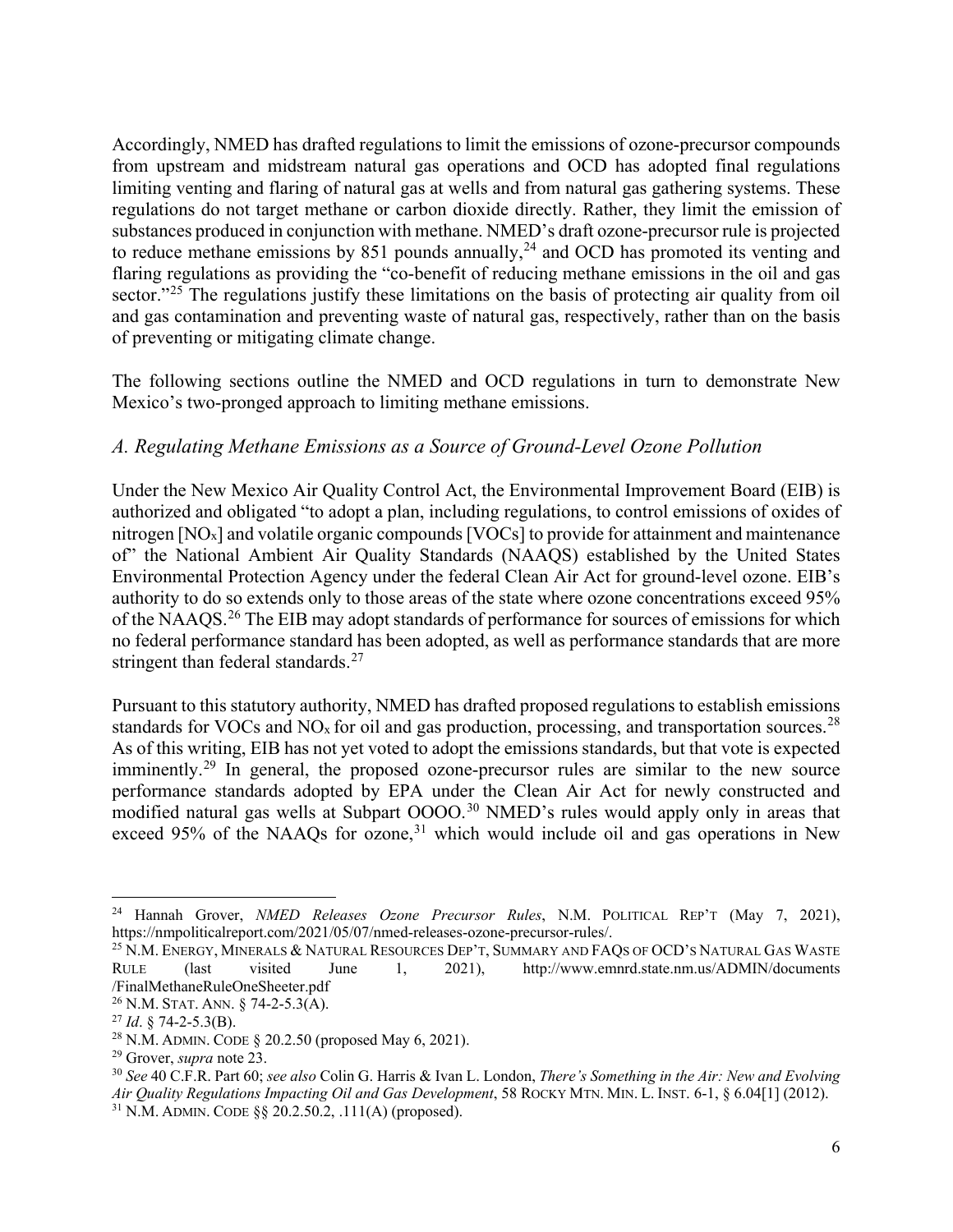Accordingly, NMED has drafted regulations to limit the emissions of ozone-precursor compounds from upstream and midstream natural gas operations and OCD has adopted final regulations limiting venting and flaring of natural gas at wells and from natural gas gathering systems. These regulations do not target methane or carbon dioxide directly. Rather, they limit the emission of substances produced in conjunction with methane. NMED's draft ozone-precursor rule is projected to reduce methane emissions by 851 pounds annually,[24] and OCD has promoted its venting and flaring regulations as providing the "co-benefit of reducing methane emissions in the oil and gas sector."[25] The regulations justify these limitations on the basis of protecting air quality from oil and gas contamination and preventing waste of natural gas, respectively, rather than on the basis of preventing or mitigating climate change.

The following sections outline the NMED and OCD regulations in turn to demonstrate New Mexico's two-pronged approach to limiting methane emissions.

### *A. Regulating Methane Emissions as a Source of Ground-Level Ozone Pollution*

Under the New Mexico Air Quality Control Act, the Environmental Improvement Board (EIB) is authorized and obligated "to adopt a plan, including regulations, to control emissions of oxides of nitrogen [$NO_x$] and volatile organic compounds [VOCs] to provide for attainment and maintenance of" the National Ambient Air Quality Standards (NAAQS) established by the United States Environmental Protection Agency under the federal Clean Air Act for ground-level ozone. EIB's authority to do so extends only to those areas of the state where ozone concentrations exceed 95% of the NAAQS.[26] The EIB may adopt standards of performance for sources of emissions for which no federal performance standard has been adopted, as well as performance standards that are more stringent than federal standards.[27]

Pursuant to this statutory authority, NMED has drafted proposed regulations to establish emissions standards for VOCs and $NO_x$ for oil and gas production, processing, and transportation sources.[28] As of this writing, EIB has not yet voted to adopt the emissions standards, but that vote is expected imminently.[29] In general, the proposed ozone-precursor rules are similar to the new source performance standards adopted by EPA under the Clean Air Act for newly constructed and modified natural gas wells at Subpart OOOO.[30] NMED's rules would apply only in areas that exceed 95% of the NAAQs for ozone,[31] which would include oil and gas operations in New

---

[24] Hannah Grover, *NMED Releases Ozone Precursor Rules*, N.M. POLITICAL REP'T (May 7, 2021), https://nmpoliticalreport.com/2021/05/07/nmed-releases-ozone-precursor-rules/.

[25] N.M. ENERGY, MINERALS & NATURAL RESOURCES DEP'T, SUMMARY AND FAQS OF OCD'S NATURAL GAS WASTE RULE (last visited June 1, 2021), http://www.emnrd.state.nm.us/ADMIN/documents/FinalMethaneRuleOneSheeter.pdf

[26] N.M. STAT. ANN. § 74-2-5.3(A).

[27] *Id*. § 74-2-5.3(B).

[28] N.M. ADMIN. CODE § 20.2.50 (proposed May 6, 2021).

[29] Grover, *supra* note 23.

[30] *See* 40 C.F.R. Part 60; *see also* Colin G. Harris & Ivan L. London, *There's Something in the Air: New and Evolving Air Quality Regulations Impacting Oil and Gas Development*, 58 ROCKY MTN. MIN. L. INST. 6-1, § 6.04[1] (2012).

[31] N.M. ADMIN. CODE §§ 20.2.50.2, .111(A) (proposed).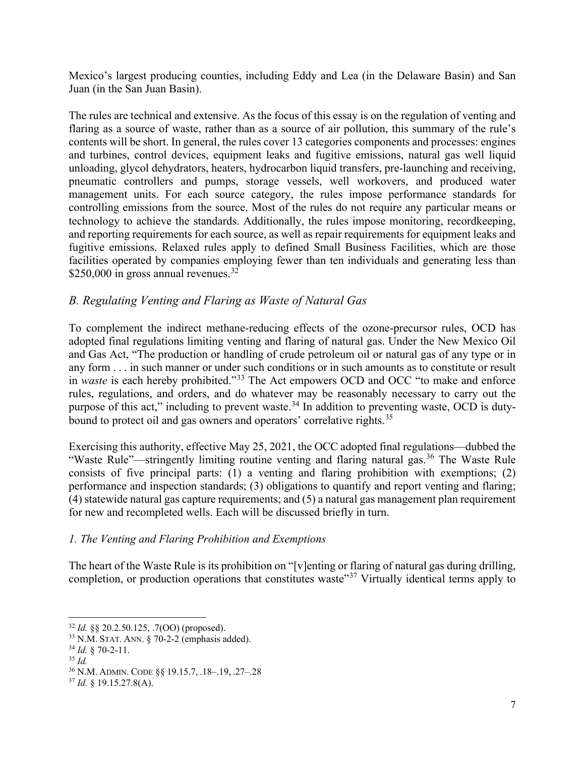Mexico's largest producing counties, including Eddy and Lea (in the Delaware Basin) and San Juan (in the San Juan Basin).

The rules are technical and extensive. As the focus of this essay is on the regulation of venting and flaring as a source of waste, rather than as a source of air pollution, this summary of the rule's contents will be short. In general, the rules cover 13 categories components and processes: engines and turbines, control devices, equipment leaks and fugitive emissions, natural gas well liquid unloading, glycol dehydrators, heaters, hydrocarbon liquid transfers, pre-launching and receiving, pneumatic controllers and pumps, storage vessels, well workovers, and produced water management units. For each source category, the rules impose performance standards for controlling emissions from the source. Most of the rules do not require any particular means or technology to achieve the standards. Additionally, the rules impose monitoring, recordkeeping, and reporting requirements for each source, as well as repair requirements for equipment leaks and fugitive emissions. Relaxed rules apply to defined Small Business Facilities, which are those facilities operated by companies employing fewer than ten individuals and generating less than $250,000 in gross annual revenues.[32]

### *B. Regulating Venting and Flaring as Waste of Natural Gas*

To complement the indirect methane-reducing effects of the ozone-precursor rules, OCD has adopted final regulations limiting venting and flaring of natural gas. Under the New Mexico Oil and Gas Act, "The production or handling of crude petroleum oil or natural gas of any type or in any form . . . in such manner or under such conditions or in such amounts as to constitute or result in *waste* is each hereby prohibited."[33] The Act empowers OCD and OCC "to make and enforce rules, regulations, and orders, and do whatever may be reasonably necessary to carry out the purpose of this act," including to prevent waste.[34] In addition to preventing waste, OCD is duty-bound to protect oil and gas owners and operators' correlative rights.[35]

Exercising this authority, effective May 25, 2021, the OCC adopted final regulations—dubbed the "Waste Rule"—stringently limiting routine venting and flaring natural gas.[36] The Waste Rule consists of five principal parts: (1) a venting and flaring prohibition with exemptions; (2) performance and inspection standards; (3) obligations to quantify and report venting and flaring; (4) statewide natural gas capture requirements; and (5) a natural gas management plan requirement for new and recompleted wells. Each will be discussed briefly in turn.

#### *1. The Venting and Flaring Prohibition and Exemptions*

The heart of the Waste Rule is its prohibition on "[v]enting or flaring of natural gas during drilling, completion, or production operations that constitutes waste"[37] Virtually identical terms apply to

---

[32] *Id.* §§ 20.2.50.125, .7(OO) (proposed).

[33] N.M. STAT. ANN. § 70-2-2 (emphasis added).

[34] *Id.* § 70-2-11.

[35] *Id.*

[36] N.M. ADMIN. CODE §§ 19.15.7, .18–.19, .27–.28

[37] *Id.* § 19.15.27.8(A).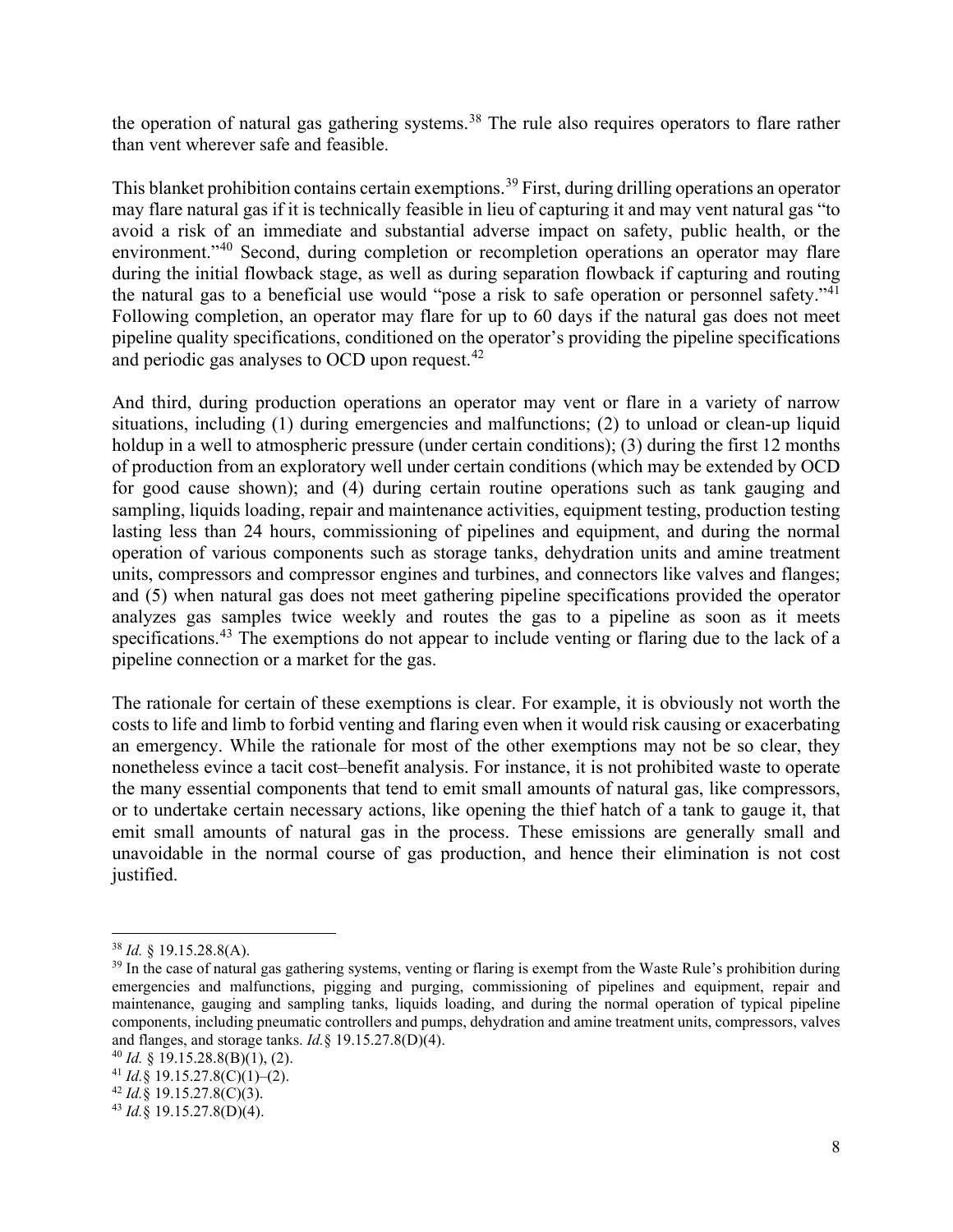the operation of natural gas gathering systems.[38] The rule also requires operators to flare rather than vent wherever safe and feasible.

This blanket prohibition contains certain exemptions.[39] First, during drilling operations an operator may flare natural gas if it is technically feasible in lieu of capturing it and may vent natural gas "to avoid a risk of an immediate and substantial adverse impact on safety, public health, or the environment."[40] Second, during completion or recompletion operations an operator may flare during the initial flowback stage, as well as during separation flowback if capturing and routing the natural gas to a beneficial use would "pose a risk to safe operation or personnel safety."[41] Following completion, an operator may flare for up to 60 days if the natural gas does not meet pipeline quality specifications, conditioned on the operator's providing the pipeline specifications and periodic gas analyses to OCD upon request.[42]

And third, during production operations an operator may vent or flare in a variety of narrow situations, including (1) during emergencies and malfunctions; (2) to unload or clean-up liquid holdup in a well to atmospheric pressure (under certain conditions); (3) during the first 12 months of production from an exploratory well under certain conditions (which may be extended by OCD for good cause shown); and (4) during certain routine operations such as tank gauging and sampling, liquids loading, repair and maintenance activities, equipment testing, production testing lasting less than 24 hours, commissioning of pipelines and equipment, and during the normal operation of various components such as storage tanks, dehydration units and amine treatment units, compressors and compressor engines and turbines, and connectors like valves and flanges; and (5) when natural gas does not meet gathering pipeline specifications provided the operator analyzes gas samples twice weekly and routes the gas to a pipeline as soon as it meets specifications.[43] The exemptions do not appear to include venting or flaring due to the lack of a pipeline connection or a market for the gas.

The rationale for certain of these exemptions is clear. For example, it is obviously not worth the costs to life and limb to forbid venting and flaring even when it would risk causing or exacerbating an emergency. While the rationale for most of the other exemptions may not be so clear, they nonetheless evince a tacit cost–benefit analysis. For instance, it is not prohibited waste to operate the many essential components that tend to emit small amounts of natural gas, like compressors, or to undertake certain necessary actions, like opening the thief hatch of a tank to gauge it, that emit small amounts of natural gas in the process. These emissions are generally small and unavoidable in the normal course of gas production, and hence their elimination is not cost justified.

---

[38] *Id.* § 19.15.28.8(A).

[39] In the case of natural gas gathering systems, venting or flaring is exempt from the Waste Rule's prohibition during emergencies and malfunctions, pigging and purging, commissioning of pipelines and equipment, repair and maintenance, gauging and sampling tanks, liquids loading, and during the normal operation of typical pipeline components, including pneumatic controllers and pumps, dehydration and amine treatment units, compressors, valves and flanges, and storage tanks. *Id.*§ 19.15.27.8(D)(4).

[40] *Id.* § 19.15.28.8(B)(1), (2).

[41] *Id.*§ 19.15.27.8(C)(1)–(2).

[42] *Id.*§ 19.15.27.8(C)(3).

[43] *Id.*§ 19.15.27.8(D)(4).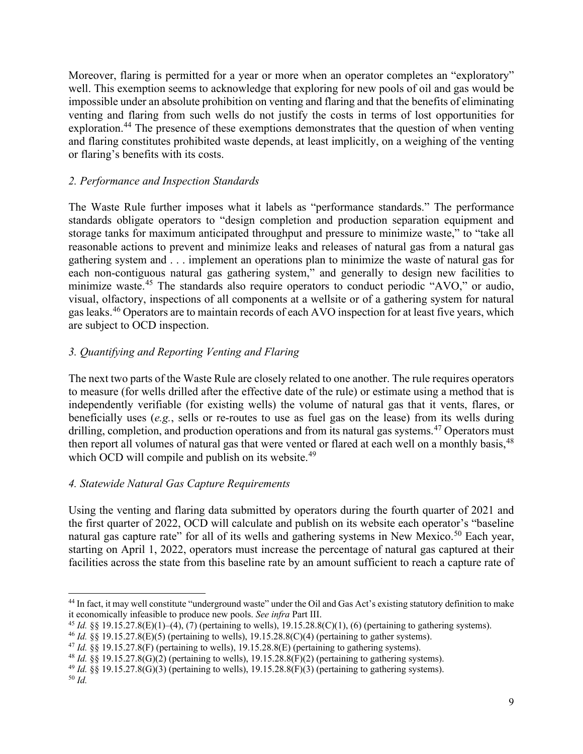Moreover, flaring is permitted for a year or more when an operator completes an "exploratory" well. This exemption seems to acknowledge that exploring for new pools of oil and gas would be impossible under an absolute prohibition on venting and flaring and that the benefits of eliminating venting and flaring from such wells do not justify the costs in terms of lost opportunities for exploration.[44] The presence of these exemptions demonstrates that the question of when venting and flaring constitutes prohibited waste depends, at least implicitly, on a weighing of the venting or flaring's benefits with its costs.

*2. Performance and Inspection Standards*

The Waste Rule further imposes what it labels as "performance standards." The performance standards obligate operators to "design completion and production separation equipment and storage tanks for maximum anticipated throughput and pressure to minimize waste," to "take all reasonable actions to prevent and minimize leaks and releases of natural gas from a natural gas gathering system and . . . implement an operations plan to minimize the waste of natural gas for each non-contiguous natural gas gathering system," and generally to design new facilities to minimize waste.[45] The standards also require operators to conduct periodic "AVO," or audio, visual, olfactory, inspections of all components at a wellsite or of a gathering system for natural gas leaks.[46] Operators are to maintain records of each AVO inspection for at least five years, which are subject to OCD inspection.

*3. Quantifying and Reporting Venting and Flaring*

The next two parts of the Waste Rule are closely related to one another. The rule requires operators to measure (for wells drilled after the effective date of the rule) or estimate using a method that is independently verifiable (for existing wells) the volume of natural gas that it vents, flares, or beneficially uses (*e.g.*, sells or re-routes to use as fuel gas on the lease) from its wells during drilling, completion, and production operations and from its natural gas systems.[47] Operators must then report all volumes of natural gas that were vented or flared at each well on a monthly basis,[48] which OCD will compile and publish on its website.[49]

*4. Statewide Natural Gas Capture Requirements*

Using the venting and flaring data submitted by operators during the fourth quarter of 2021 and the first quarter of 2022, OCD will calculate and publish on its website each operator's "baseline natural gas capture rate" for all of its wells and gathering systems in New Mexico.[50] Each year, starting on April 1, 2022, operators must increase the percentage of natural gas captured at their facilities across the state from this baseline rate by an amount sufficient to reach a capture rate of

---

[44] In fact, it may well constitute "underground waste" under the Oil and Gas Act's existing statutory definition to make it economically infeasible to produce new pools. *See infra* Part III.

[45] *Id.* §§ 19.15.27.8(E)(1)–(4), (7) (pertaining to wells), 19.15.28.8(C)(1), (6) (pertaining to gathering systems).

[46] *Id.* §§ 19.15.27.8(E)(5) (pertaining to wells), 19.15.28.8(C)(4) (pertaining to gather systems).

[47] *Id.* §§ 19.15.27.8(F) (pertaining to wells), 19.15.28.8(E) (pertaining to gathering systems).

[48] *Id.* §§ 19.15.27.8(G)(2) (pertaining to wells), 19.15.28.8(F)(2) (pertaining to gathering systems).

[49] *Id.* §§ 19.15.27.8(G)(3) (pertaining to wells), 19.15.28.8(F)(3) (pertaining to gathering systems).

[50] *Id.*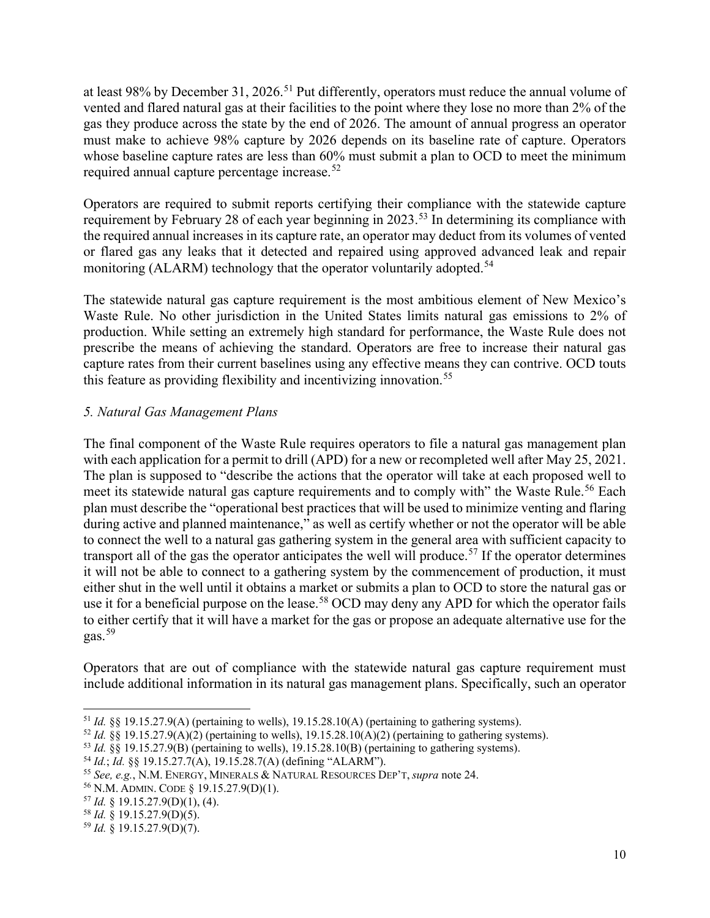at least 98% by December 31, 2026.[51] Put differently, operators must reduce the annual volume of vented and flared natural gas at their facilities to the point where they lose no more than 2% of the gas they produce across the state by the end of 2026. The amount of annual progress an operator must make to achieve 98% capture by 2026 depends on its baseline rate of capture. Operators whose baseline capture rates are less than 60% must submit a plan to OCD to meet the minimum required annual capture percentage increase.[52]

Operators are required to submit reports certifying their compliance with the statewide capture requirement by February 28 of each year beginning in 2023.[53] In determining its compliance with the required annual increases in its capture rate, an operator may deduct from its volumes of vented or flared gas any leaks that it detected and repaired using approved advanced leak and repair monitoring (ALARM) technology that the operator voluntarily adopted.[54]

The statewide natural gas capture requirement is the most ambitious element of New Mexico's Waste Rule. No other jurisdiction in the United States limits natural gas emissions to 2% of production. While setting an extremely high standard for performance, the Waste Rule does not prescribe the means of achieving the standard. Operators are free to increase their natural gas capture rates from their current baselines using any effective means they can contrive. OCD touts this feature as providing flexibility and incentivizing innovation.[55]

*5. Natural Gas Management Plans*

The final component of the Waste Rule requires operators to file a natural gas management plan with each application for a permit to drill (APD) for a new or recompleted well after May 25, 2021. The plan is supposed to "describe the actions that the operator will take at each proposed well to meet its statewide natural gas capture requirements and to comply with" the Waste Rule.[56] Each plan must describe the "operational best practices that will be used to minimize venting and flaring during active and planned maintenance," as well as certify whether or not the operator will be able to connect the well to a natural gas gathering system in the general area with sufficient capacity to transport all of the gas the operator anticipates the well will produce.[57] If the operator determines it will not be able to connect to a gathering system by the commencement of production, it must either shut in the well until it obtains a market or submits a plan to OCD to store the natural gas or use it for a beneficial purpose on the lease.[58] OCD may deny any APD for which the operator fails to either certify that it will have a market for the gas or propose an adequate alternative use for the gas.[59]

Operators that are out of compliance with the statewide natural gas capture requirement must include additional information in its natural gas management plans. Specifically, such an operator

---

[51] *Id.* §§ 19.15.27.9(A) (pertaining to wells), 19.15.28.10(A) (pertaining to gathering systems).

[52] *Id.* §§ 19.15.27.9(A)(2) (pertaining to wells), 19.15.28.10(A)(2) (pertaining to gathering systems).

[53] *Id.* §§ 19.15.27.9(B) (pertaining to wells), 19.15.28.10(B) (pertaining to gathering systems).

[54] *Id.*; *Id.* §§ 19.15.27.7(A), 19.15.28.7(A) (defining "ALARM").

[55] *See, e.g.*, N.M. ENERGY, MINERALS & NATURAL RESOURCES DEP'T, *supra* note 24.

[56] N.M. ADMIN. CODE § 19.15.27.9(D)(1).

[57] *Id.* § 19.15.27.9(D)(1), (4).

[58] *Id.* § 19.15.27.9(D)(5).

[59] *Id.* § 19.15.27.9(D)(7).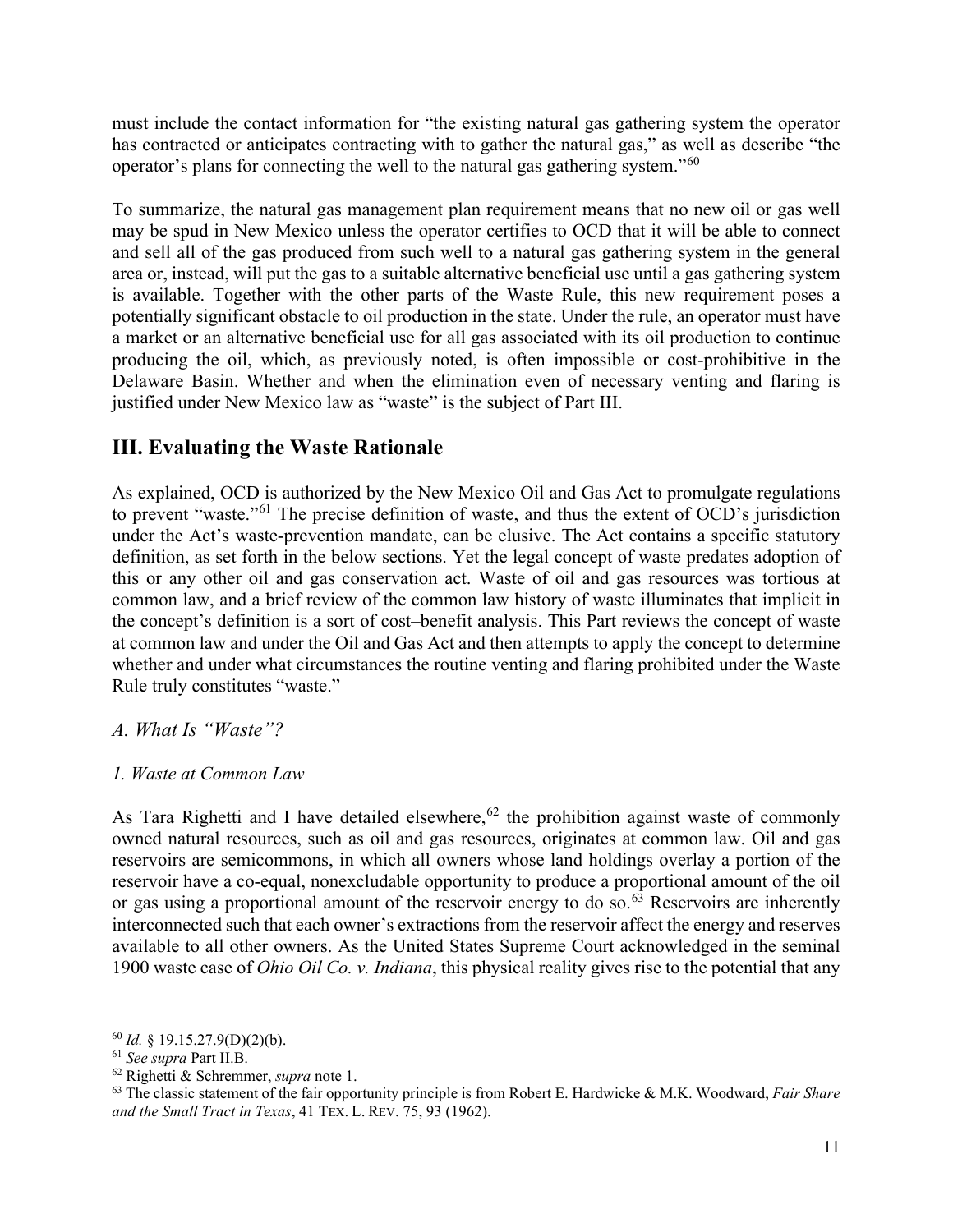must include the contact information for "the existing natural gas gathering system the operator has contracted or anticipates contracting with to gather the natural gas," as well as describe "the operator's plans for connecting the well to the natural gas gathering system."[60]

To summarize, the natural gas management plan requirement means that no new oil or gas well may be spud in New Mexico unless the operator certifies to OCD that it will be able to connect and sell all of the gas produced from such well to a natural gas gathering system in the general area or, instead, will put the gas to a suitable alternative beneficial use until a gas gathering system is available. Together with the other parts of the Waste Rule, this new requirement poses a potentially significant obstacle to oil production in the state. Under the rule, an operator must have a market or an alternative beneficial use for all gas associated with its oil production to continue producing the oil, which, as previously noted, is often impossible or cost-prohibitive in the Delaware Basin. Whether and when the elimination even of necessary venting and flaring is justified under New Mexico law as "waste" is the subject of Part III.

## III. Evaluating the Waste Rationale

As explained, OCD is authorized by the New Mexico Oil and Gas Act to promulgate regulations to prevent "waste."[61] The precise definition of waste, and thus the extent of OCD's jurisdiction under the Act's waste-prevention mandate, can be elusive. The Act contains a specific statutory definition, as set forth in the below sections. Yet the legal concept of waste predates adoption of this or any other oil and gas conservation act. Waste of oil and gas resources was tortious at common law, and a brief review of the common law history of waste illuminates that implicit in the concept's definition is a sort of cost–benefit analysis. This Part reviews the concept of waste at common law and under the Oil and Gas Act and then attempts to apply the concept to determine whether and under what circumstances the routine venting and flaring prohibited under the Waste Rule truly constitutes "waste."

### *A. What Is "Waste"?*

#### *1. Waste at Common Law*

As Tara Righetti and I have detailed elsewhere,[62] the prohibition against waste of commonly owned natural resources, such as oil and gas resources, originates at common law. Oil and gas reservoirs are semicommons, in which all owners whose land holdings overlay a portion of the reservoir have a co-equal, nonexcludable opportunity to produce a proportional amount of the oil or gas using a proportional amount of the reservoir energy to do so.[63] Reservoirs are inherently interconnected such that each owner's extractions from the reservoir affect the energy and reserves available to all other owners. As the United States Supreme Court acknowledged in the seminal 1900 waste case of *Ohio Oil Co. v. Indiana*, this physical reality gives rise to the potential that any

---

[60] *Id.* § 19.15.27.9(D)(2)(b).

[61] *See supra* Part II.B.

[62] Righetti & Schremmer, *supra* note 1.

[63] The classic statement of the fair opportunity principle is from Robert E. Hardwicke & M.K. Woodward, *Fair Share and the Small Tract in Texas*, 41 TEX. L. REV. 75, 93 (1962).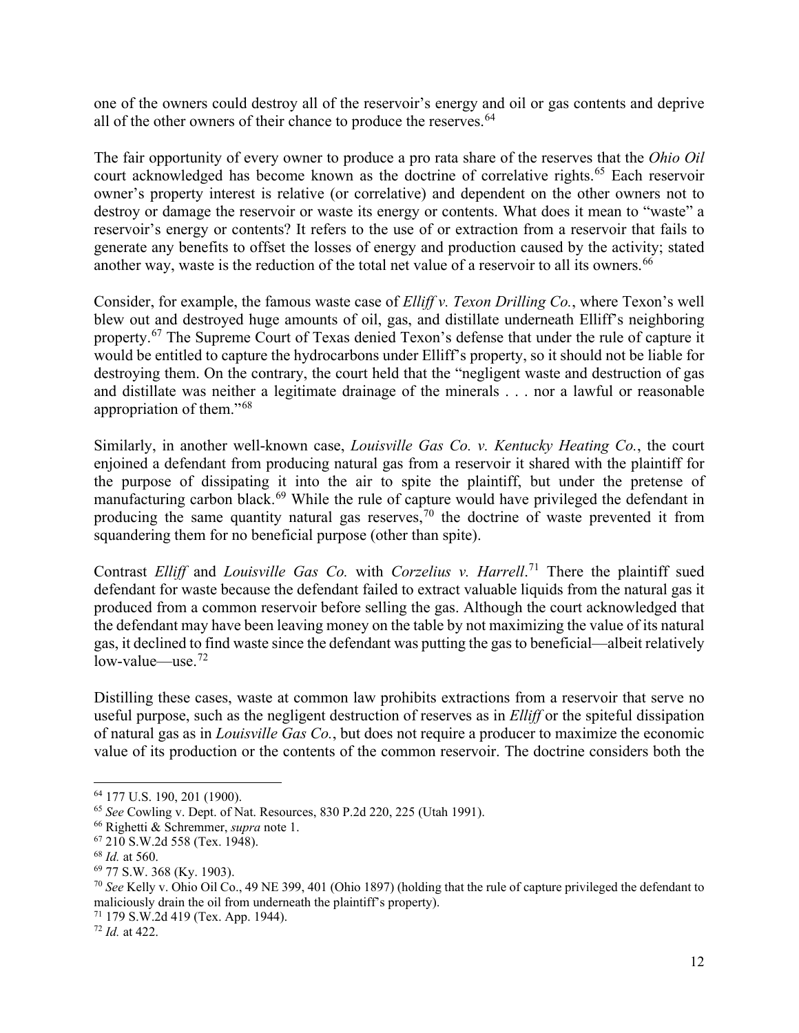one of the owners could destroy all of the reservoir's energy and oil or gas contents and deprive all of the other owners of their chance to produce the reserves.[64]

The fair opportunity of every owner to produce a pro rata share of the reserves that the *Ohio Oil* court acknowledged has become known as the doctrine of correlative rights.[65] Each reservoir owner's property interest is relative (or correlative) and dependent on the other owners not to destroy or damage the reservoir or waste its energy or contents. What does it mean to "waste" a reservoir's energy or contents? It refers to the use of or extraction from a reservoir that fails to generate any benefits to offset the losses of energy and production caused by the activity; stated another way, waste is the reduction of the total net value of a reservoir to all its owners.[66]

Consider, for example, the famous waste case of *Elliff v. Texon Drilling Co.*, where Texon's well blew out and destroyed huge amounts of oil, gas, and distillate underneath Elliff's neighboring property.[67] The Supreme Court of Texas denied Texon's defense that under the rule of capture it would be entitled to capture the hydrocarbons under Elliff's property, so it should not be liable for destroying them. On the contrary, the court held that the "negligent waste and destruction of gas and distillate was neither a legitimate drainage of the minerals . . . nor a lawful or reasonable appropriation of them."[68]

Similarly, in another well-known case, *Louisville Gas Co. v. Kentucky Heating Co.*, the court enjoined a defendant from producing natural gas from a reservoir it shared with the plaintiff for the purpose of dissipating it into the air to spite the plaintiff, but under the pretense of manufacturing carbon black.[69] While the rule of capture would have privileged the defendant in producing the same quantity natural gas reserves,[70] the doctrine of waste prevented it from squandering them for no beneficial purpose (other than spite).

Contrast *Elliff* and *Louisville Gas Co.* with *Corzelius v. Harrell*.[71] There the plaintiff sued defendant for waste because the defendant failed to extract valuable liquids from the natural gas it produced from a common reservoir before selling the gas. Although the court acknowledged that the defendant may have been leaving money on the table by not maximizing the value of its natural gas, it declined to find waste since the defendant was putting the gas to beneficial—albeit relatively low-value—use.[72]

Distilling these cases, waste at common law prohibits extractions from a reservoir that serve no useful purpose, such as the negligent destruction of reserves as in *Elliff* or the spiteful dissipation of natural gas as in *Louisville Gas Co.*, but does not require a producer to maximize the economic value of its production or the contents of the common reservoir. The doctrine considers both the

---

[64] 177 U.S. 190, 201 (1900).

[65] *See* Cowling v. Dept. of Nat. Resources, 830 P.2d 220, 225 (Utah 1991).

[66] Righetti & Schremmer, *supra* note 1.

[67] 210 S.W.2d 558 (Tex. 1948).

[68] *Id.* at 560.

[69] 77 S.W. 368 (Ky. 1903).

[70] *See* Kelly v. Ohio Oil Co., 49 NE 399, 401 (Ohio 1897) (holding that the rule of capture privileged the defendant to maliciously drain the oil from underneath the plaintiff's property).

[71] 179 S.W.2d 419 (Tex. App. 1944).

[72] *Id.* at 422.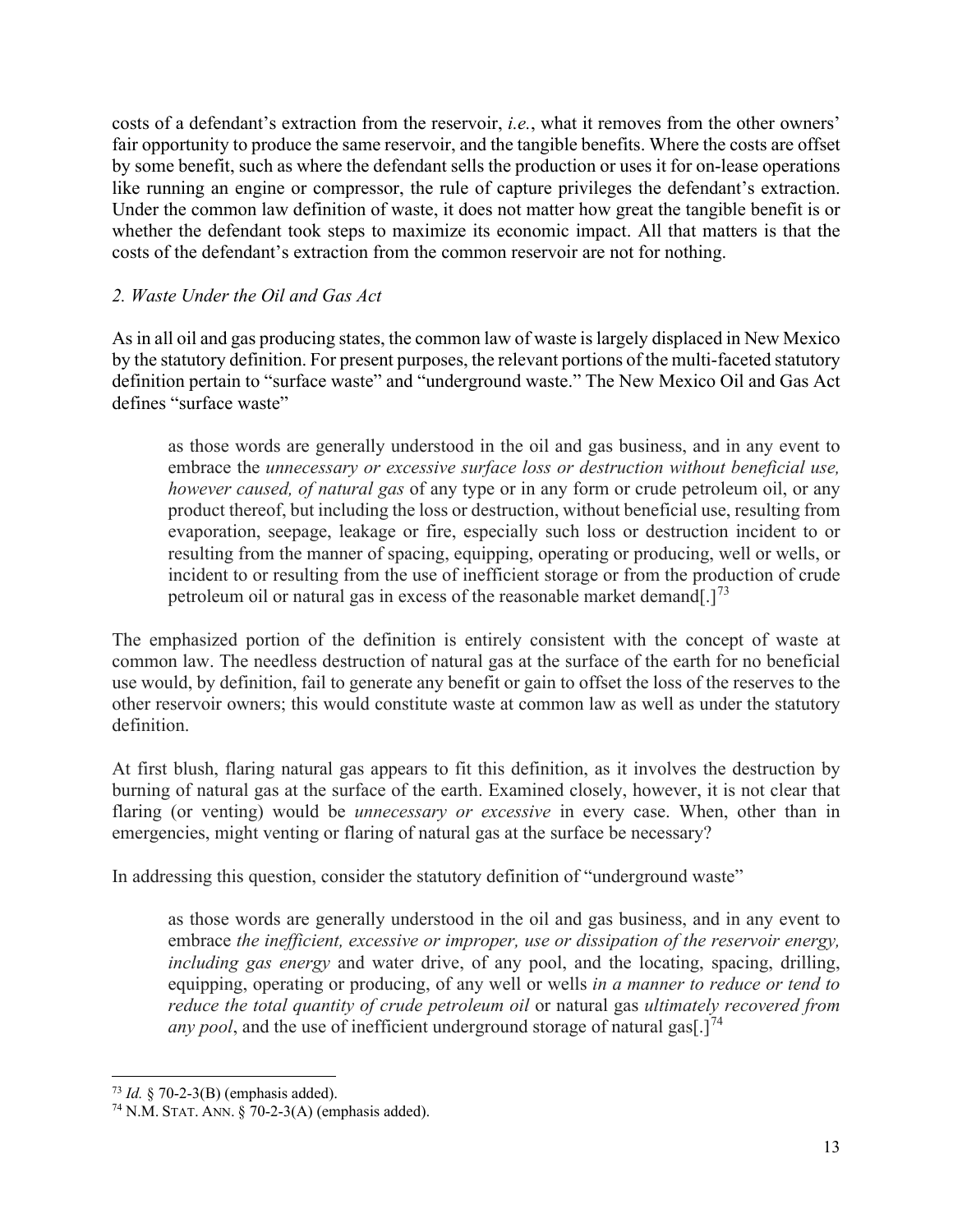costs of a defendant's extraction from the reservoir, *i.e.*, what it removes from the other owners' fair opportunity to produce the same reservoir, and the tangible benefits. Where the costs are offset by some benefit, such as where the defendant sells the production or uses it for on-lease operations like running an engine or compressor, the rule of capture privileges the defendant's extraction. Under the common law definition of waste, it does not matter how great the tangible benefit is or whether the defendant took steps to maximize its economic impact. All that matters is that the costs of the defendant's extraction from the common reservoir are not for nothing.

### *2. Waste Under the Oil and Gas Act*

As in all oil and gas producing states, the common law of waste is largely displaced in New Mexico by the statutory definition. For present purposes, the relevant portions of the multi-faceted statutory definition pertain to "surface waste" and "underground waste." The New Mexico Oil and Gas Act defines "surface waste"

> as those words are generally understood in the oil and gas business, and in any event to embrace the *unnecessary or excessive surface loss or destruction without beneficial use, however caused, of natural gas* of any type or in any form or crude petroleum oil, or any product thereof, but including the loss or destruction, without beneficial use, resulting from evaporation, seepage, leakage or fire, especially such loss or destruction incident to or resulting from the manner of spacing, equipping, operating or producing, well or wells, or incident to or resulting from the use of inefficient storage or from the production of crude petroleum oil or natural gas in excess of the reasonable market demand[.][73]

The emphasized portion of the definition is entirely consistent with the concept of waste at common law. The needless destruction of natural gas at the surface of the earth for no beneficial use would, by definition, fail to generate any benefit or gain to offset the loss of the reserves to the other reservoir owners; this would constitute waste at common law as well as under the statutory definition.

At first blush, flaring natural gas appears to fit this definition, as it involves the destruction by burning of natural gas at the surface of the earth. Examined closely, however, it is not clear that flaring (or venting) would be *unnecessary or excessive* in every case. When, other than in emergencies, might venting or flaring of natural gas at the surface be necessary?

In addressing this question, consider the statutory definition of "underground waste"

> as those words are generally understood in the oil and gas business, and in any event to embrace *the inefficient, excessive or improper, use or dissipation of the reservoir energy, including gas energy* and water drive, of any pool, and the locating, spacing, drilling, equipping, operating or producing, of any well or wells *in a manner to reduce or tend to reduce the total quantity of crude petroleum oil* or natural gas *ultimately recovered from any pool*, and the use of inefficient underground storage of natural gas[.][74]

---

[73] *Id.* § 70-2-3(B) (emphasis added).

[74] N.M. STAT. ANN. § 70-2-3(A) (emphasis added).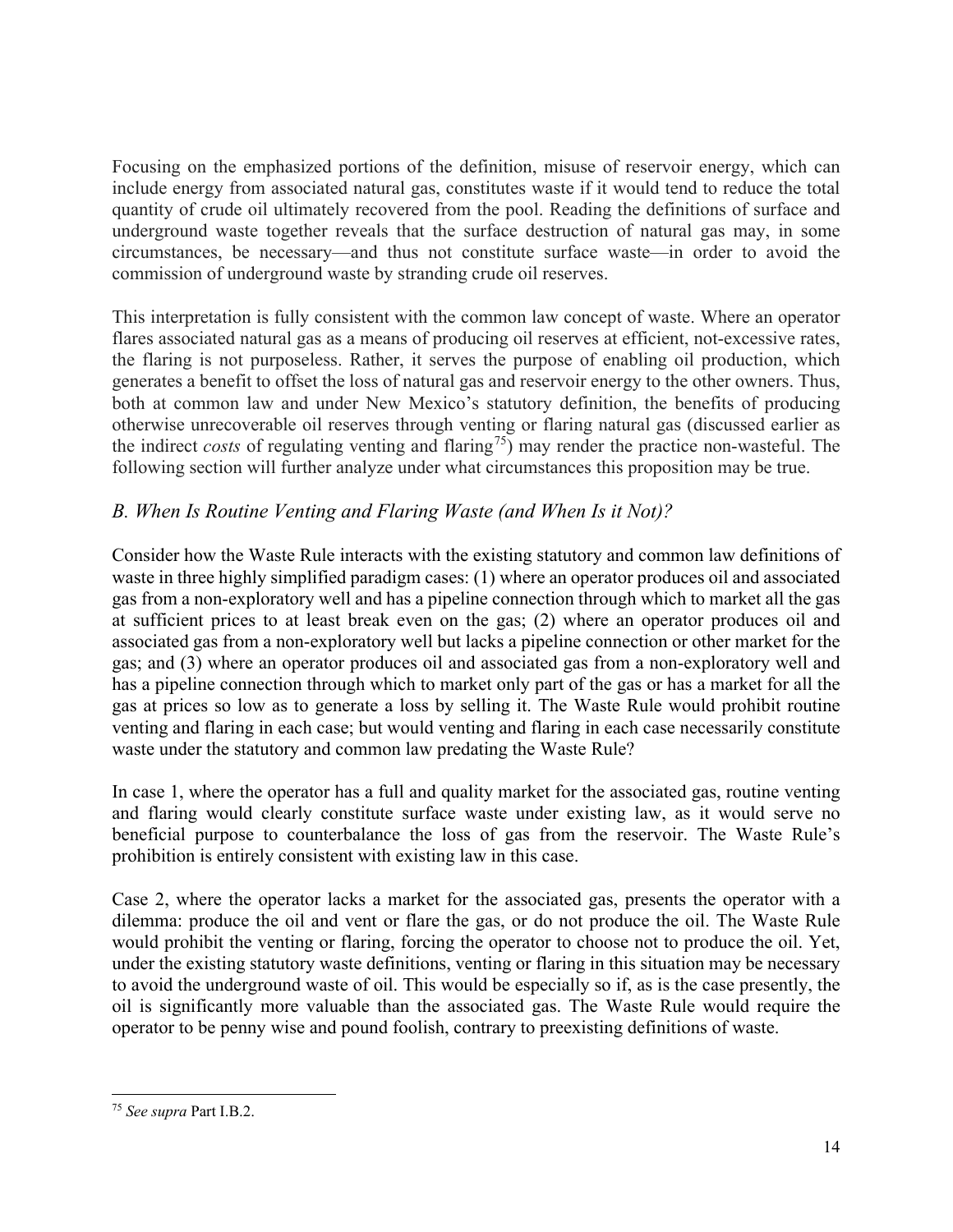Focusing on the emphasized portions of the definition, misuse of reservoir energy, which can include energy from associated natural gas, constitutes waste if it would tend to reduce the total quantity of crude oil ultimately recovered from the pool. Reading the definitions of surface and underground waste together reveals that the surface destruction of natural gas may, in some circumstances, be necessary—and thus not constitute surface waste—in order to avoid the commission of underground waste by stranding crude oil reserves.

This interpretation is fully consistent with the common law concept of waste. Where an operator flares associated natural gas as a means of producing oil reserves at efficient, not-excessive rates, the flaring is not purposeless. Rather, it serves the purpose of enabling oil production, which generates a benefit to offset the loss of natural gas and reservoir energy to the other owners. Thus, both at common law and under New Mexico's statutory definition, the benefits of producing otherwise unrecoverable oil reserves through venting or flaring natural gas (discussed earlier as the indirect *costs* of regulating venting and flaring[75]) may render the practice non-wasteful. The following section will further analyze under what circumstances this proposition may be true.

### *B. When Is Routine Venting and Flaring Waste (and When Is it Not)?*

Consider how the Waste Rule interacts with the existing statutory and common law definitions of waste in three highly simplified paradigm cases: (1) where an operator produces oil and associated gas from a non-exploratory well and has a pipeline connection through which to market all the gas at sufficient prices to at least break even on the gas; (2) where an operator produces oil and associated gas from a non-exploratory well but lacks a pipeline connection or other market for the gas; and (3) where an operator produces oil and associated gas from a non-exploratory well and has a pipeline connection through which to market only part of the gas or has a market for all the gas at prices so low as to generate a loss by selling it. The Waste Rule would prohibit routine venting and flaring in each case; but would venting and flaring in each case necessarily constitute waste under the statutory and common law predating the Waste Rule?

In case 1, where the operator has a full and quality market for the associated gas, routine venting and flaring would clearly constitute surface waste under existing law, as it would serve no beneficial purpose to counterbalance the loss of gas from the reservoir. The Waste Rule's prohibition is entirely consistent with existing law in this case.

Case 2, where the operator lacks a market for the associated gas, presents the operator with a dilemma: produce the oil and vent or flare the gas, or do not produce the oil. The Waste Rule would prohibit the venting or flaring, forcing the operator to choose not to produce the oil. Yet, under the existing statutory waste definitions, venting or flaring in this situation may be necessary to avoid the underground waste of oil. This would be especially so if, as is the case presently, the oil is significantly more valuable than the associated gas. The Waste Rule would require the operator to be penny wise and pound foolish, contrary to preexisting definitions of waste.

---

[75] *See supra* Part I.B.2.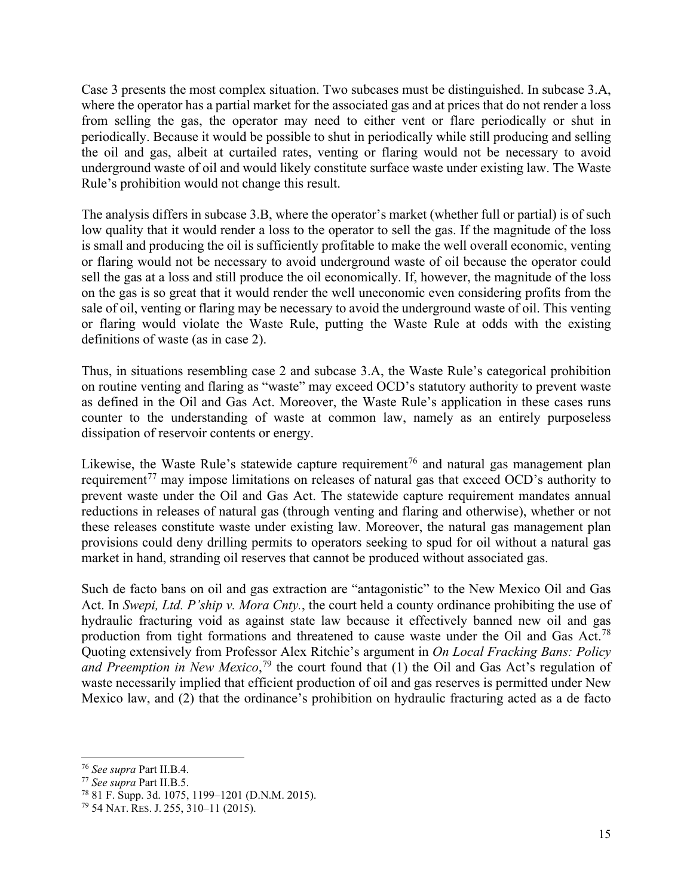Case 3 presents the most complex situation. Two subcases must be distinguished. In subcase 3.A, where the operator has a partial market for the associated gas and at prices that do not render a loss from selling the gas, the operator may need to either vent or flare periodically or shut in periodically. Because it would be possible to shut in periodically while still producing and selling the oil and gas, albeit at curtailed rates, venting or flaring would not be necessary to avoid underground waste of oil and would likely constitute surface waste under existing law. The Waste Rule's prohibition would not change this result.

The analysis differs in subcase 3.B, where the operator's market (whether full or partial) is of such low quality that it would render a loss to the operator to sell the gas. If the magnitude of the loss is small and producing the oil is sufficiently profitable to make the well overall economic, venting or flaring would not be necessary to avoid underground waste of oil because the operator could sell the gas at a loss and still produce the oil economically. If, however, the magnitude of the loss on the gas is so great that it would render the well uneconomic even considering profits from the sale of oil, venting or flaring may be necessary to avoid the underground waste of oil. This venting or flaring would violate the Waste Rule, putting the Waste Rule at odds with the existing definitions of waste (as in case 2).

Thus, in situations resembling case 2 and subcase 3.A, the Waste Rule's categorical prohibition on routine venting and flaring as "waste" may exceed OCD's statutory authority to prevent waste as defined in the Oil and Gas Act. Moreover, the Waste Rule's application in these cases runs counter to the understanding of waste at common law, namely as an entirely purposeless dissipation of reservoir contents or energy.

Likewise, the Waste Rule's statewide capture requirement[76] and natural gas management plan requirement[77] may impose limitations on releases of natural gas that exceed OCD's authority to prevent waste under the Oil and Gas Act. The statewide capture requirement mandates annual reductions in releases of natural gas (through venting and flaring and otherwise), whether or not these releases constitute waste under existing law. Moreover, the natural gas management plan provisions could deny drilling permits to operators seeking to spud for oil without a natural gas market in hand, stranding oil reserves that cannot be produced without associated gas.

Such de facto bans on oil and gas extraction are "antagonistic" to the New Mexico Oil and Gas Act. In *Swepi, Ltd. P'ship v. Mora Cnty.*, the court held a county ordinance prohibiting the use of hydraulic fracturing void as against state law because it effectively banned new oil and gas production from tight formations and threatened to cause waste under the Oil and Gas Act.[78] Quoting extensively from Professor Alex Ritchie's argument in *On Local Fracking Bans: Policy and Preemption in New Mexico*,[79] the court found that (1) the Oil and Gas Act's regulation of waste necessarily implied that efficient production of oil and gas reserves is permitted under New Mexico law, and (2) that the ordinance's prohibition on hydraulic fracturing acted as a de facto

---

[76] *See supra* Part II.B.4.

[77] *See supra* Part II.B.5.

[78] 81 F. Supp. 3d. 1075, 1199–1201 (D.N.M. 2015).

[79] 54 NAT. RES. J. 255, 310–11 (2015).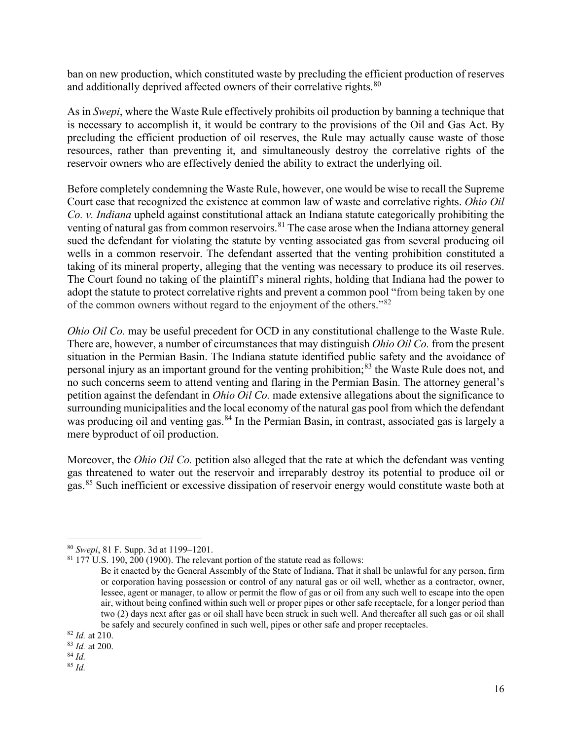ban on new production, which constituted waste by precluding the efficient production of reserves and additionally deprived affected owners of their correlative rights.[80]

As in *Swepi*, where the Waste Rule effectively prohibits oil production by banning a technique that is necessary to accomplish it, it would be contrary to the provisions of the Oil and Gas Act. By precluding the efficient production of oil reserves, the Rule may actually cause waste of those resources, rather than preventing it, and simultaneously destroy the correlative rights of the reservoir owners who are effectively denied the ability to extract the underlying oil.

Before completely condemning the Waste Rule, however, one would be wise to recall the Supreme Court case that recognized the existence at common law of waste and correlative rights. *Ohio Oil Co. v. Indiana* upheld against constitutional attack an Indiana statute categorically prohibiting the venting of natural gas from common reservoirs.[81] The case arose when the Indiana attorney general sued the defendant for violating the statute by venting associated gas from several producing oil wells in a common reservoir. The defendant asserted that the venting prohibition constituted a taking of its mineral property, alleging that the venting was necessary to produce its oil reserves. The Court found no taking of the plaintiff's mineral rights, holding that Indiana had the power to adopt the statute to protect correlative rights and prevent a common pool "from being taken by one of the common owners without regard to the enjoyment of the others."[82]

*Ohio Oil Co.* may be useful precedent for OCD in any constitutional challenge to the Waste Rule. There are, however, a number of circumstances that may distinguish *Ohio Oil Co.* from the present situation in the Permian Basin. The Indiana statute identified public safety and the avoidance of personal injury as an important ground for the venting prohibition;[83] the Waste Rule does not, and no such concerns seem to attend venting and flaring in the Permian Basin. The attorney general's petition against the defendant in *Ohio Oil Co.* made extensive allegations about the significance to surrounding municipalities and the local economy of the natural gas pool from which the defendant was producing oil and venting gas.[84] In the Permian Basin, in contrast, associated gas is largely a mere byproduct of oil production.

Moreover, the *Ohio Oil Co.* petition also alleged that the rate at which the defendant was venting gas threatened to water out the reservoir and irreparably destroy its potential to produce oil or gas.[85] Such inefficient or excessive dissipation of reservoir energy would constitute waste both at

---

[80] *Swepi*, 81 F. Supp. 3d at 1199–1201.

[81] 177 U.S. 190, 200 (1900). The relevant portion of the statute read as follows:

> Be it enacted by the General Assembly of the State of Indiana, That it shall be unlawful for any person, firm or corporation having possession or control of any natural gas or oil well, whether as a contractor, owner, lessee, agent or manager, to allow or permit the flow of gas or oil from any such well to escape into the open air, without being confined within such well or proper pipes or other safe receptacle, for a longer period than two (2) days next after gas or oil shall have been struck in such well. And thereafter all such gas or oil shall be safely and securely confined in such well, pipes or other safe and proper receptacles.

[82] *Id.* at 210.

[83] *Id.* at 200.

[84] *Id.*

[85] *Id.*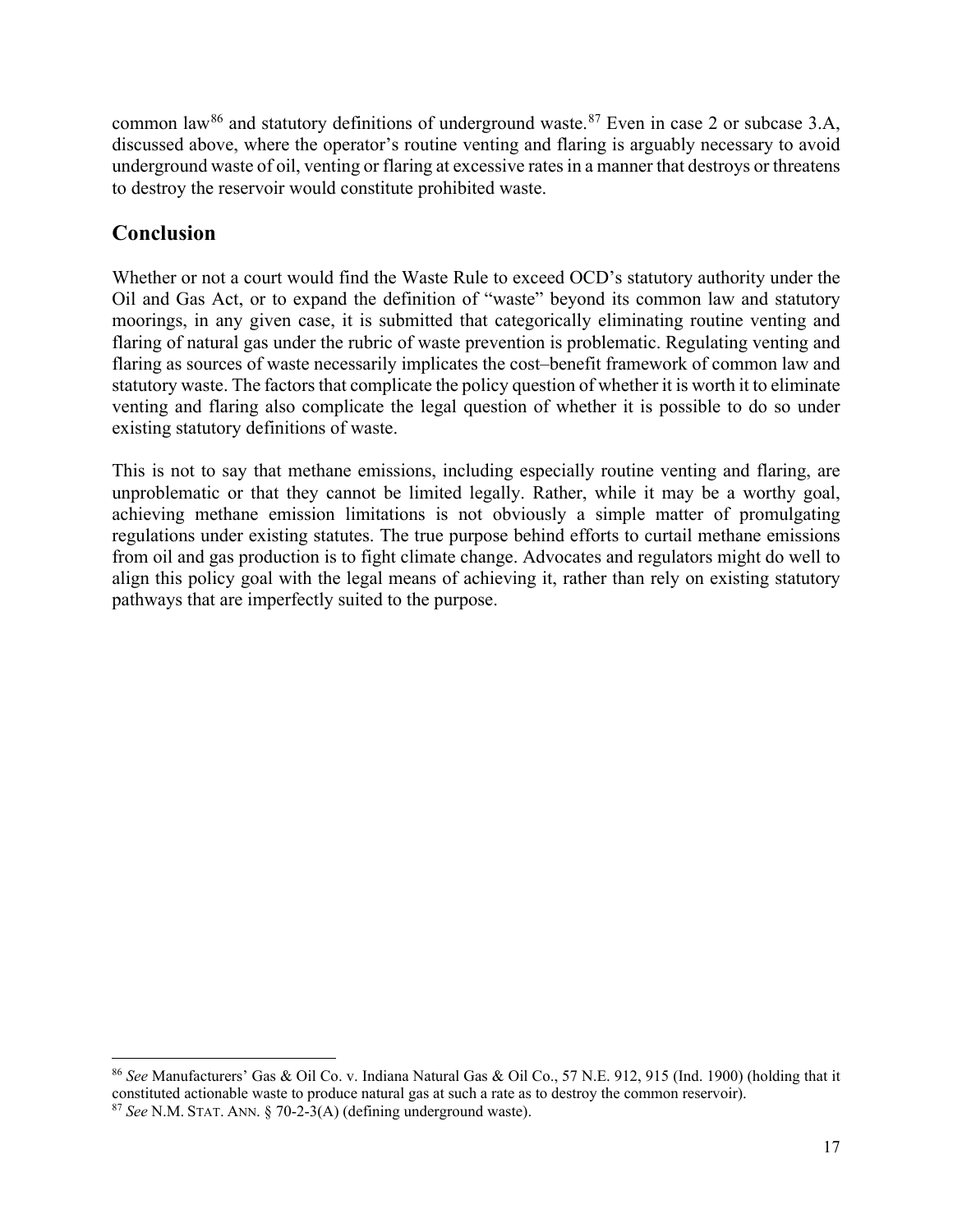common law[86] and statutory definitions of underground waste.[87] Even in case 2 or subcase 3.A, discussed above, where the operator's routine venting and flaring is arguably necessary to avoid underground waste of oil, venting or flaring at excessive rates in a manner that destroys or threatens to destroy the reservoir would constitute prohibited waste.

## Conclusion

Whether or not a court would find the Waste Rule to exceed OCD's statutory authority under the Oil and Gas Act, or to expand the definition of "waste" beyond its common law and statutory moorings, in any given case, it is submitted that categorically eliminating routine venting and flaring of natural gas under the rubric of waste prevention is problematic. Regulating venting and flaring as sources of waste necessarily implicates the cost–benefit framework of common law and statutory waste. The factors that complicate the policy question of whether it is worth it to eliminate venting and flaring also complicate the legal question of whether it is possible to do so under existing statutory definitions of waste.

This is not to say that methane emissions, including especially routine venting and flaring, are unproblematic or that they cannot be limited legally. Rather, while it may be a worthy goal, achieving methane emission limitations is not obviously a simple matter of promulgating regulations under existing statutes. The true purpose behind efforts to curtail methane emissions from oil and gas production is to fight climate change. Advocates and regulators might do well to align this policy goal with the legal means of achieving it, rather than rely on existing statutory pathways that are imperfectly suited to the purpose.

---

[86] *See* Manufacturers' Gas & Oil Co. v. Indiana Natural Gas & Oil Co., 57 N.E. 912, 915 (Ind. 1900) (holding that it constituted actionable waste to produce natural gas at such a rate as to destroy the common reservoir).

[87] *See* N.M. STAT. ANN. § 70-2-3(A) (defining underground waste).